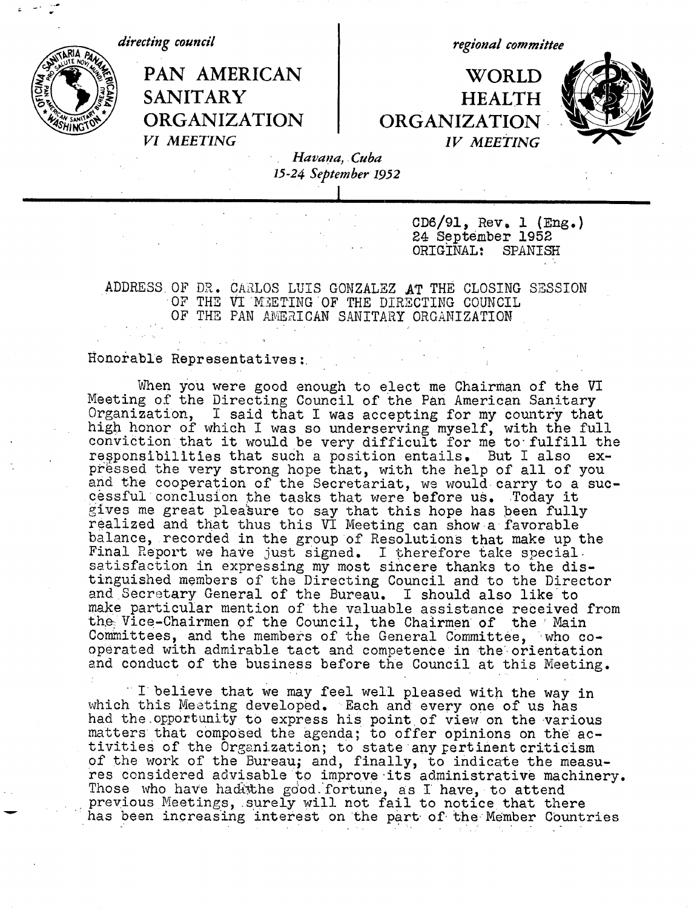directing council

# PAN AMERICAN SANITARY ORGANIZATION

*VI MEETING*

regional committee

# WORLD HEALTH ORGANIZATION

*IV MEETING*

*Havana, Cuba*
*15-24 September 1952*

CD6/91, Rev. 1 (Eng.)
24 September 1952
ORIGINAL: SPANISH

## ADDRESS OF DR. CARLOS LUIS GONZALEZ AT THE CLOSING SESSION OF THE VI MEETING OF THE DIRECTING COUNCIL OF THE PAN AMERICAN SANITARY ORGANIZATION

Honorable Representatives:

When you were good enough to elect me Chairman of the VI Meeting of the Directing Council of the Pan American Sanitary Organization, I said that I was accepting for my country that high honor of which I was so underserving myself, with the full conviction that it would be very difficult for me to fulfill the responsibilities that such a position entails. But I also expressed the very strong hope that, with the help of all of you and the cooperation of the Secretariat, we would carry to a successful conclusion the tasks that were before us. Today it gives me great pleasure to say that this hope has been fully realized and that thus this VI Meeting can show a favorable balance, recorded in the group of Resolutions that make up the Final Report we have just signed. I therefore take special satisfaction in expressing my most sincere thanks to the distinguished members of the Directing Council and to the Director and Secretary General of the Bureau. I should also like to make particular mention of the valuable assistance received from the Vice-Chairmen of the Council, the Chairmen of the Main Committees, and the members of the General Committee, who cooperated with admirable tact and competence in the orientation and conduct of the business before the Council at this Meeting.

I believe that we may feel well pleased with the way in which this Meeting developed. Each and every one of us has had the opportunity to express his point of view on the various matters that composed the agenda; to offer opinions on the activities of the Organization; to state any pertinent criticism of the work of the Bureau; and, finally, to indicate the measures considered advisable to improve its administrative machinery. Those who have had the good fortune, as I have, to attend previous Meetings, surely will not fail to notice that there has been increasing interest on the part of the Member Countries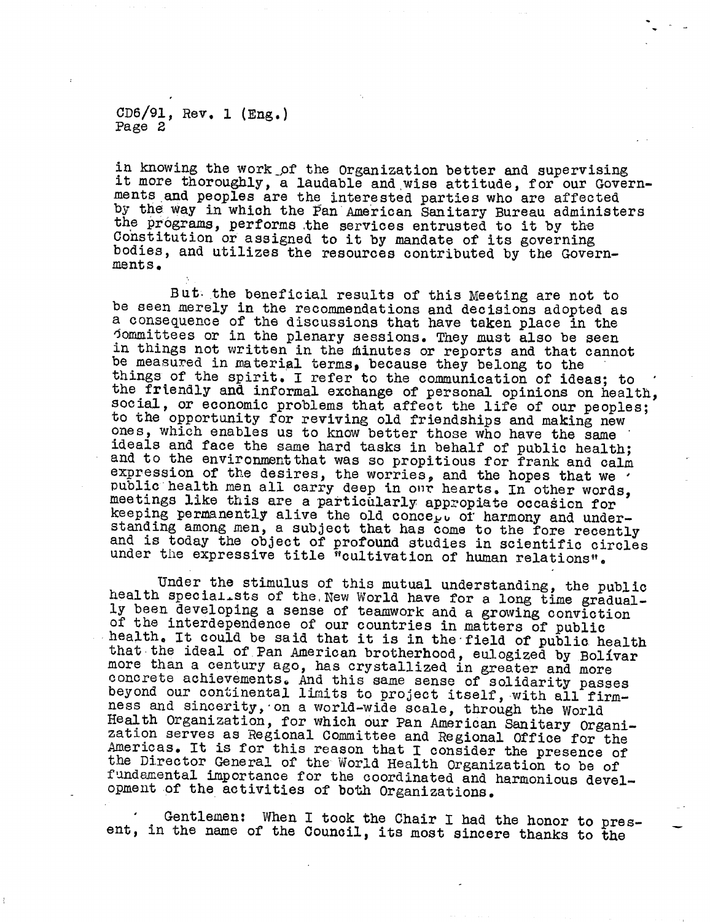in knowing the work of the Organization better and supervising it more thoroughly, a laudable and wise attitude, for our Governments and peoples are the interested parties who are affected by the way in which the Pan American Sanitary Bureau administers the programs, performs the services entrusted to it by the Constitution or assigned to it by mandate of its governing bodies, and utilizes the resources contributed by the Governments.

But the beneficial results of this Meeting are not to be seen merely in the recommendations and decisions adopted as a consequence of the discussions that have taken place in the Committees or in the plenary sessions. They must also be seen in things not written in the minutes or reports and that cannot be measured in material terms, because they belong to the things of the spirit. I refer to the communication of ideas; to the friendly and informal exchange of personal opinions on health, social, or economic problems that affect the life of our peoples; to the opportunity for reviving old friendships and making new ones, which enables us to know better those who have the same ideals and face the same hard tasks in behalf of public health; and to the environment that was so propitious for frank and calm expression of the desires, the worries, and the hopes that we public health men all carry deep in our hearts. In other words, meetings like this are a particularly appropiate occasion for keeping permanently alive the old concept of harmony and understanding among men, a subject that has come to the fore recently and is today the object of profound studies in scientific circles under the expressive title "cultivation of human relations".

Under the stimulus of this mutual understanding, the public health specialists of the New World have for a long time gradually been developing a sense of teamwork and a growing conviction of the interdependence of our countries in matters of public health. It could be said that it is in the field of public health that the ideal of Pan American brotherhood, eulogized by Bolívar more than a century ago, has crystallized in greater and more concrete achievements. And this same sense of solidarity passes beyond our continental limits to project itself, with all firmness and sincerity, on a world-wide scale, through the World Health Organization, for which our Pan American Sanitary Organization serves as Regional Committee and Regional Office for the Americas. It is for this reason that I consider the presence of the Director General of the World Health Organization to be of fundamental importance for the coordinated and harmonious development of the activities of both Organizations.

Gentlemen: When I took the Chair I had the honor to present, in the name of the Council, its most sincere thanks to the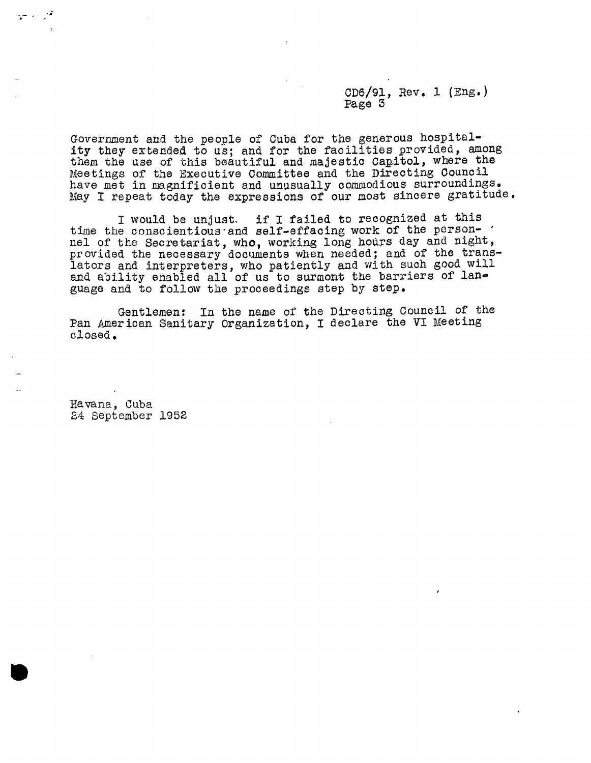Government and the people of Cuba for the generous hospitality they extended to us; and for the facilities provided, among them the use of this beautiful and majestic Capitol, where the Meetings of the Executive Committee and the Directing Council have met in magnificient and unusually commodious surroundings. May I repeat today the expressions of our most sincere gratitude.

I would be unjust. if I failed to recognized at this time the conscientious and self-effacing work of the personnel of the Secretariat, who, working long hours day and night, provided the necessary documents when needed; and of the translators and interpreters, who patiently and with such good will and ability enabled all of us to surmont the barriers of language and to follow the proceedings step by step.

Gentlemen: In the name of the Directing Council of the Pan American Sanitary Organization, I declare the VI Meeting closed.

Havana, Cuba
24 September 1952